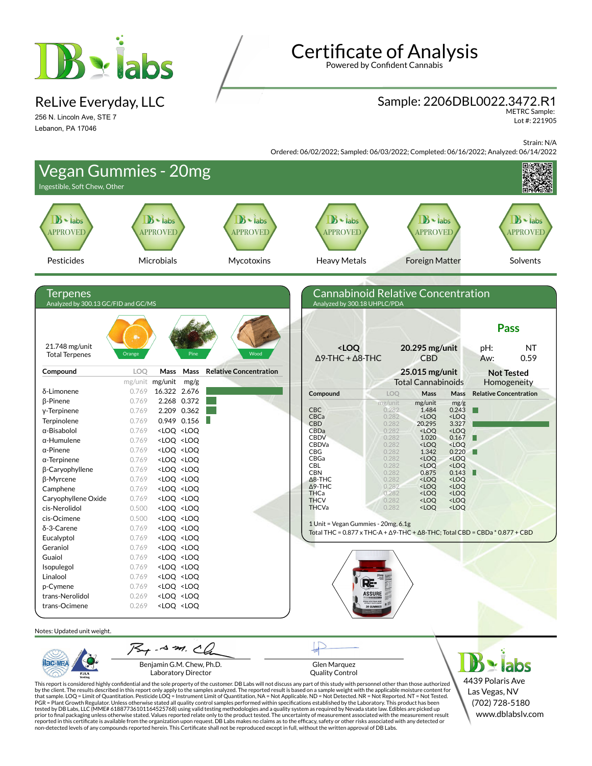# Certificate of Analysis

Powered by Confident Cannabis

## ReLive Everyday, LLC

256 N. Lincoln Ave, STE 7
Lebanon, PA 17046

## Sample: 2206DBL0022.3472.R1

METRC Sample:
Lot #: 221905

Strain: N/A

Ordered: 06/02/2022; Sampled: 06/03/2022; Completed: 06/16/2022; Analyzed: 06/14/2022

# Vegan Gummies - 20mg

Ingestible, Soft Chew, Other

| Pesticides | Microbials | Mycotoxins | Heavy Metals | Foreign Matter | Solvents |
|---|---|---|---|---|---|
| APPROVED | APPROVED | APPROVED | APPROVED | APPROVED | APPROVED |

## Terpenes

Analyzed by 300.13 GC/FID and GC/MS

21.748 mg/unit
Total Terpenes

Orange · Pine · Wood

| Compound | LOQ mg/unit | Mass mg/unit | Mass mg/g | Relative Concentration |
|---|---|---|---|---|
| δ-Limonene | 0.769 | 16.322 | 2.676 | |
| β-Pinene | 0.769 | 2.268 | 0.372 | |
| γ-Terpinene | 0.769 | 2.209 | 0.362 | |
| Terpinolene | 0.769 | 0.949 | 0.156 | |
| α-Bisabolol | 0.769 | <LOQ | <LOQ | |
| α-Humulene | 0.769 | <LOQ | <LOQ | |
| α-Pinene | 0.769 | <LOQ | <LOQ | |
| α-Terpinene | 0.769 | <LOQ | <LOQ | |
| β-Caryophyllene | 0.769 | <LOQ | <LOQ | |
| β-Myrcene | 0.769 | <LOQ | <LOQ | |
| Camphene | 0.769 | <LOQ | <LOQ | |
| Caryophyllene Oxide | 0.769 | <LOQ | <LOQ | |
| cis-Nerolidol | 0.500 | <LOQ | <LOQ | |
| cis-Ocimene | 0.500 | <LOQ | <LOQ | |
| δ-3-Carene | 0.769 | <LOQ | <LOQ | |
| Eucalyptol | 0.769 | <LOQ | <LOQ | |
| Geraniol | 0.769 | <LOQ | <LOQ | |
| Guaiol | 0.769 | <LOQ | <LOQ | |
| Isopulegol | 0.769 | <LOQ | <LOQ | |
| Linalool | 0.769 | <LOQ | <LOQ | |
| p-Cymene | 0.769 | <LOQ | <LOQ | |
| trans-Nerolidol | 0.269 | <LOQ | <LOQ | |
| trans-Ocimene | 0.269 | <LOQ | <LOQ | |

## Cannabinoid Relative Concentration

Analyzed by 300.18 UHPLC/PDA

**Pass**

| <LOQ | 20.295 mg/unit | pH: NT |
|---|---|---|
| Δ9-THC + Δ8-THC | CBD | Aw: 0.59 |
| | **25.015 mg/unit** Total Cannabinoids | **Not Tested** Homogeneity |

| Compound | LOQ mg/unit | Mass mg/unit | Mass mg/g | Relative Concentration |
|---|---|---|---|---|
| CBC | 0.282 | 1.484 | 0.243 | |
| CBCa | 0.282 | <LOQ | <LOQ | |
| CBD | 0.282 | 20.295 | 3.327 | |
| CBDa | 0.282 | <LOQ | <LOQ | |
| CBDV | 0.282 | 1.020 | 0.167 | |
| CBDVa | 0.282 | <LOQ | <LOQ | |
| CBG | 0.282 | 1.342 | 0.220 | |
| CBGa | 0.282 | <LOQ | <LOQ | |
| CBL | 0.282 | <LOQ | <LOQ | |
| CBN | 0.282 | 0.875 | 0.143 | |
| Δ8-THC | 0.282 | <LOQ | <LOQ | |
| Δ9-THC | 0.282 | <LOQ | <LOQ | |
| THCa | 0.282 | <LOQ | <LOQ | |
| THCV | 0.282 | <LOQ | <LOQ | |
| THCVa | 0.282 | <LOQ | <LOQ | |

1 Unit = Vegan Gummies - 20mg, 6.1g

Total THC = 0.877 x THC-A + Δ9-THC + Δ8-THC; Total CBD = CBDa * 0.877 + CBD

Notes: Updated unit weight.

Benjamin G.M. Chew, Ph.D.
Laboratory Director

Glen Marquez
Quality Control

DB labs
4439 Polaris Ave
Las Vegas, NV
(702) 728-5180
www.dblabslv.com

This report is considered highly confidential and the sole property of the customer. DB Labs will not discuss any part of this study with personnel other than those authorized by the client. The results described in this report only apply to the samples analyzed. The reported result is based on a sample weight with the applicable moisture content for that sample. LOQ = Limit of Quantitation. Pesticide LOQ = Instrument Limit of Quantitation, NA = Not Applicable. ND = Not Detected. NR = Not Reported. NT = Not Tested. PGR = Plant Growth Regulator. Unless otherwise stated all quality control samples performed within specifications established by the Laboratory. This product has been tested by DB Labs, LLC (MME# 61887736101164525768) using valid testing methodologies and a quality system as required by Nevada state law. Edibles are picked up prior to final packaging unless otherwise stated. Values reported relate only to the product tested. The uncertainty of measurement associated with the measurement result reported in this certificate is available from the organization upon request. DB Labs makes no claims as to the efficacy, safety or other risks associated with any detected or non-detected levels of any compounds reported herein. This Certificate shall not be reproduced except in full, without the written approval of DB Labs.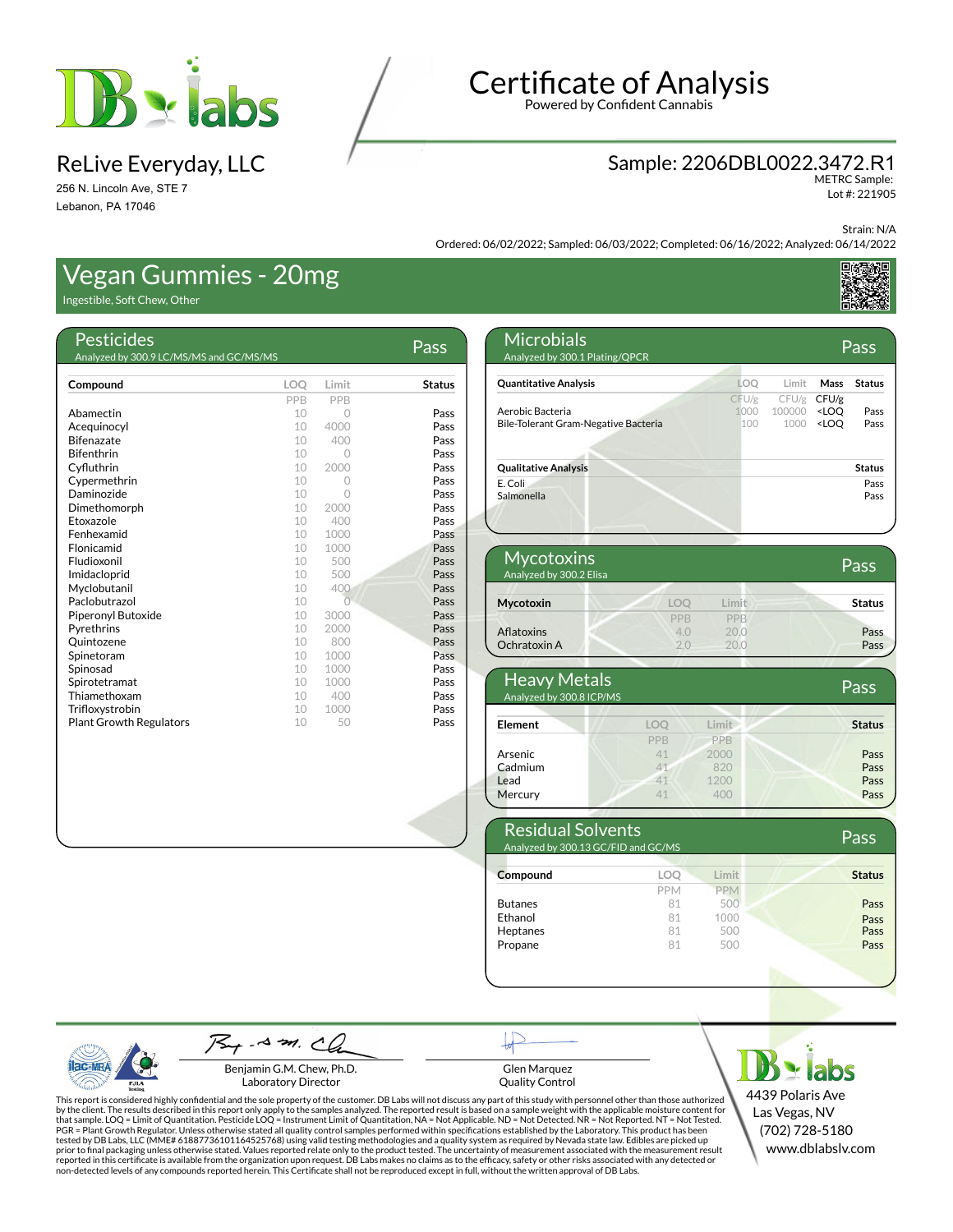# Certificate of Analysis

Powered by Confident Cannabis

## ReLive Everyday, LLC

256 N. Lincoln Ave, STE 7
Lebanon, PA 17046

## Sample: 2206DBL0022.3472.R1

METRC Sample:
Lot #: 221905

Strain: N/A

Ordered: 06/02/2022; Sampled: 06/03/2022; Completed: 06/16/2022; Analyzed: 06/14/2022

# Vegan Gummies - 20mg

Ingestible, Soft Chew, Other

## Pesticides — Pass

Analyzed by 300.9 LC/MS/MS and GC/MS/MS

| Compound | LOQ | Limit | Status |
|---|---|---|---|
| | PPB | PPB | |
| Abamectin | 10 | 0 | Pass |
| Acequinocyl | 10 | 4000 | Pass |
| Bifenazate | 10 | 400 | Pass |
| Bifenthrin | 10 | 0 | Pass |
| Cyfluthrin | 10 | 2000 | Pass |
| Cypermethrin | 10 | 0 | Pass |
| Daminozide | 10 | 0 | Pass |
| Dimethomorph | 10 | 2000 | Pass |
| Etoxazole | 10 | 400 | Pass |
| Fenhexamid | 10 | 1000 | Pass |
| Flonicamid | 10 | 1000 | Pass |
| Fludioxonil | 10 | 500 | Pass |
| Imidacloprid | 10 | 500 | Pass |
| Myclobutanil | 10 | 400 | Pass |
| Paclobutrazol | 10 | 0 | Pass |
| Piperonyl Butoxide | 10 | 3000 | Pass |
| Pyrethrins | 10 | 2000 | Pass |
| Quintozene | 10 | 800 | Pass |
| Spinetoram | 10 | 1000 | Pass |
| Spinosad | 10 | 1000 | Pass |
| Spirotetramat | 10 | 1000 | Pass |
| Thiamethoxam | 10 | 400 | Pass |
| Trifloxystrobin | 10 | 1000 | Pass |
| Plant Growth Regulators | 10 | 50 | Pass |

## Microbials — Pass

Analyzed by 300.1 Plating/QPCR

| Quantitative Analysis | LOQ | Limit | Mass | Status |
|---|---|---|---|---|
| | CFU/g | CFU/g | CFU/g | |
| Aerobic Bacteria | 1000 | 100000 | <LOQ | Pass |
| Bile-Tolerant Gram-Negative Bacteria | 100 | 1000 | <LOQ | Pass |

| Qualitative Analysis | Status |
|---|---|
| E. Coli | Pass |
| Salmonella | Pass |

## Mycotoxins — Pass

Analyzed by 300.2 Elisa

| Mycotoxin | LOQ | Limit | Status |
|---|---|---|---|
| | PPB | PPB | |
| Aflatoxins | 4.0 | 20.0 | Pass |
| Ochratoxin A | 2.0 | 20.0 | Pass |

## Heavy Metals — Pass

Analyzed by 300.8 ICP/MS

| Element | LOQ | Limit | Status |
|---|---|---|---|
| | PPB | PPB | |
| Arsenic | 41 | 2000 | Pass |
| Cadmium | 41 | 820 | Pass |
| Lead | 41 | 1200 | Pass |
| Mercury | 41 | 400 | Pass |

## Residual Solvents — Pass

Analyzed by 300.13 GC/FID and GC/MS

| Compound | LOQ | Limit | Status |
|---|---|---|---|
| | PPM | PPM | |
| Butanes | 81 | 500 | Pass |
| Ethanol | 81 | 1000 | Pass |
| Heptanes | 81 | 500 | Pass |
| Propane | 81 | 500 | Pass |

Benjamin G.M. Chew, Ph.D.
Laboratory Director

Glen Marquez
Quality Control

This report is considered highly confidential and the sole property of the customer. DB Labs will not discuss any part of this study with personnel other than those authorized by the client. The results described in this report only apply to the samples analyzed. The reported result is based on a sample weight with the applicable moisture content for that sample. LOQ = Limit of Quantitation. Pesticide LOQ = Instrument Limit of Quantitation, NA = Not Applicable. ND = Not Detected. NR = Not Reported. NT = Not Tested. PGR = Plant Growth Regulator. Unless otherwise stated all quality control samples performed within specifications established by the Laboratory. This product has been tested by DB Labs, LLC (MME# 61887736101164525768) using valid testing methodologies and a quality system as required by Nevada state law. Edibles are picked up prior to final packaging unless otherwise stated. Values reported relate only to the product tested. The uncertainty of measurement associated with the measurement result reported in this certificate is available from the organization upon request. DB Labs makes no claims as to the efficacy, safety or other risks associated with any detected or non-detected levels of any compounds reported herein. This Certificate shall not be reproduced except in full, without the written approval of DB Labs.

DB labs
4439 Polaris Ave
Las Vegas, NV
(702) 728-5180
www.dblabslv.com